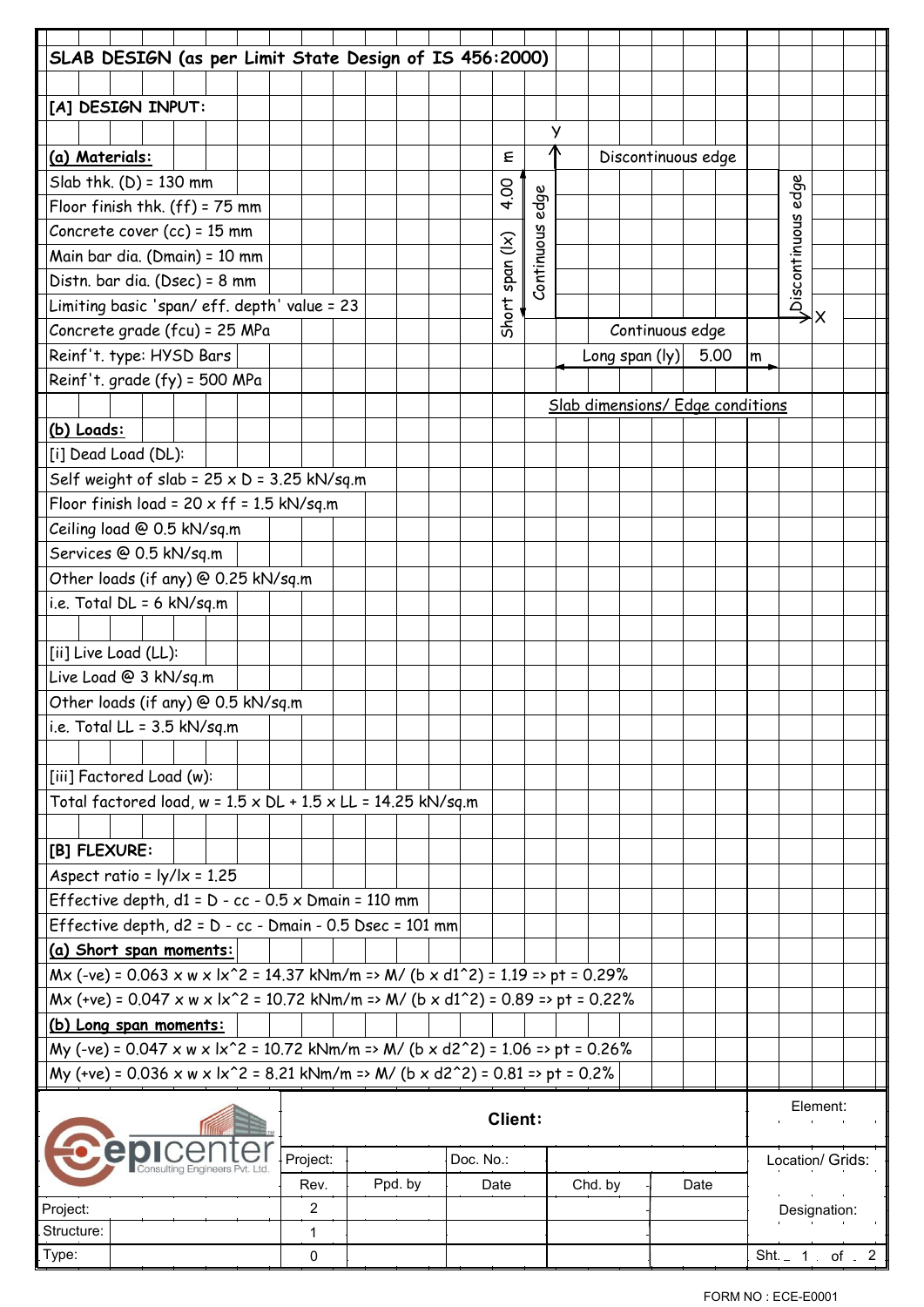# SLAB DESIGN (as per Limit State Design of IS 456:2000)

## [A] DESIGN INPUT:

### (a) Materials:

- Slab thk. (D) = 130 mm
- Floor finish thk. (ff) = 75 mm
- Concrete cover (cc) = 15 mm
- Main bar dia. (Dmain) = 10 mm
- Distn. bar dia. (Dsec) = 8 mm
- Limiting basic 'span/ eff. depth' value = 23
- Concrete grade (fcu) = 25 MPa
- Reinf't. type: HYSD Bars
- Reinf't. grade (fy) = 500 MPa

**Slab dimensions/ Edge conditions**

- Short span (lx) 4.00 m
- Long span (ly) 5.00 m
- Top edge (along X): Discontinuous edge
- Bottom edge (along X): Continuous edge
- Left edge (along Y): Continuous edge
- Right edge (along Y): Discontinuous edge

### (b) Loads:

[i] Dead Load (DL):

- Self weight of slab = 25 x D = 3.25 kN/sq.m
- Floor finish load = 20 x ff = 1.5 kN/sq.m
- Ceiling load @ 0.5 kN/sq.m
- Services @ 0.5 kN/sq.m
- Other loads (if any) @ 0.25 kN/sq.m
- i.e. Total DL = 6 kN/sq.m

[ii] Live Load (LL):

- Live Load @ 3 kN/sq.m
- Other loads (if any) @ 0.5 kN/sq.m
- i.e. Total LL = 3.5 kN/sq.m

[iii] Factored Load (w):

- Total factored load, w = 1.5 x DL + 1.5 x LL = 14.25 kN/sq.m

## [B] FLEXURE:

- Aspect ratio = ly/lx = 1.25
- Effective depth, d1 = D - cc - 0.5 x Dmain = 110 mm
- Effective depth, d2 = D - cc - Dmain - 0.5 x Dsec = 101 mm

### (a) Short span moments:

- Mx (-ve) = 0.063 x w x lx^2 = 14.37 kNm/m => M/ (b x d1^2) = 1.19 => pt = 0.29%
- Mx (+ve) = 0.047 x w x lx^2 = 10.72 kNm/m => M/ (b x d1^2) = 0.89 => pt = 0.22%

### (b) Long span moments:

- My (-ve) = 0.047 x w x lx^2 = 10.72 kNm/m => M/ (b x d2^2) = 1.06 => pt = 0.26%
- My (+ve) = 0.036 x w x lx^2 = 8.21 kNm/m => M/ (b x d2^2) = 0.81 => pt = 0.2%

---

epicenter Consulting Engineers Pvt. Ltd.

| Client: | | | | | | Element: |
|---|---|---|---|---|---|---|
| Project: | | Doc. No.: | | | | Location/ Grids: |
| Rev. | Ppd. by | Date | Chd. by | Date | | |
| 2 | | | | | | Designation: |
| 1 | | | | | | |
| 0 | | | | | | Sht. 1 of 2 |

Project:
Structure:
Type:

FORM NO : ECE-E0001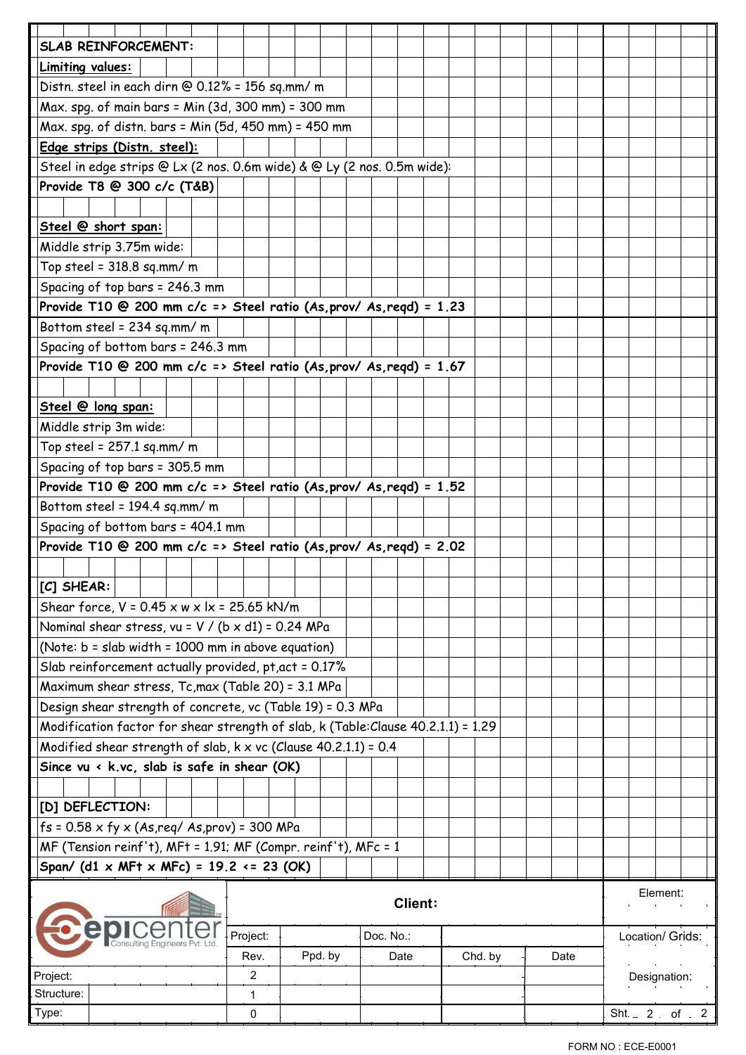**SLAB REINFORCEMENT:**

**Limiting values:**

Distn. steel in each dirn @ 0.12% = 156 sq.mm/ m

Max. spg. of main bars = Min (3d, 300 mm) = 300 mm

Max. spg. of distn. bars = Min (5d, 450 mm) = 450 mm

**Edge strips (Distn. steel):**

Steel in edge strips @ Lx (2 nos. 0.6m wide) & @ Ly (2 nos. 0.5m wide):

**Provide T8 @ 300 c/c (T&B)**

**Steel @ short span:**

Middle strip 3.75m wide:

Top steel = 318.8 sq.mm/ m

Spacing of top bars = 246.3 mm

**Provide T10 @ 200 mm c/c => Steel ratio (As,prov/ As,reqd) = 1.23**

Bottom steel = 234 sq.mm/ m

Spacing of bottom bars = 246.3 mm

**Provide T10 @ 200 mm c/c => Steel ratio (As,prov/ As,reqd) = 1.67**

**Steel @ long span:**

Middle strip 3m wide:

Top steel = 257.1 sq.mm/ m

Spacing of top bars = 305.5 mm

**Provide T10 @ 200 mm c/c => Steel ratio (As,prov/ As,reqd) = 1.52**

Bottom steel = 194.4 sq.mm/ m

Spacing of bottom bars = 404.1 mm

**Provide T10 @ 200 mm c/c => Steel ratio (As,prov/ As,reqd) = 2.02**

**[C] SHEAR:**

Shear force, V = 0.45 x w x lx = 25.65 kN/m

Nominal shear stress, vu = V / (b x d1) = 0.24 MPa

(Note: b = slab width = 1000 mm in above equation)

Slab reinforcement actually provided, pt,act = 0.17%

Maximum shear stress, Tc,max (Table 20) = 3.1 MPa

Design shear strength of concrete, vc (Table 19) = 0.3 MPa

Modification factor for shear strength of slab, k (Table:Clause 40.2.1.1) = 1.29

Modified shear strength of slab, k x vc (Clause 40.2.1.1) = 0.4

**Since vu < k.vc, slab is safe in shear (OK)**

**[D] DEFLECTION:**

fs = 0.58 x fy x (As,req/ As,prov) = 300 MPa

MF (Tension reinf't), MFt = 1.91; MF (Compr. reinf't), MFc = 1

**Span/ (d1 x MFt x MFc) = 19.2 <= 23 (OK)**

| | | | | | | |
|---|---|---|---|---|---|---|
| epicenter Consulting Engineers Pvt. Ltd. | **Client:** | | | | | Element: |
| | Project: | | Doc. No.: | | | Location/ Grids: |
| | Rev. | Ppd. by | Date | Chd. by | Date | |
| Project: | 2 | | | | | Designation: |
| Structure: | 1 | | | | | |
| Type: | 0 | | | | | Sht. 2 of 2 |

FORM NO : ECE-E0001